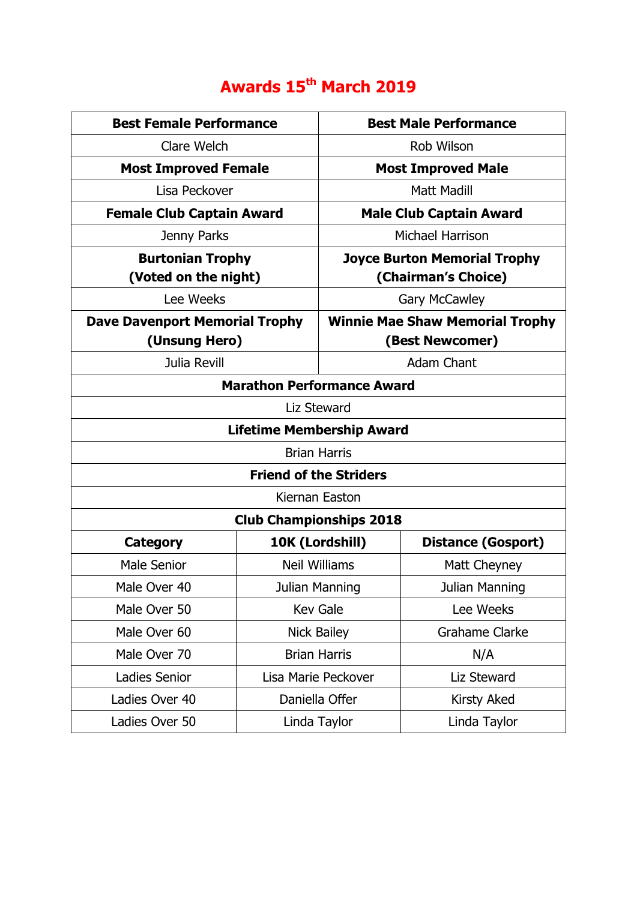# Awards 15th March 2019

| **Best Female Performance** | **Best Male Performance** |
|---|---|
| Clare Welch | Rob Wilson |
| **Most Improved Female** | **Most Improved Male** |
| Lisa Peckover | Matt Madill |
| **Female Club Captain Award** | **Male Club Captain Award** |
| Jenny Parks | Michael Harrison |
| **Burtonian Trophy (Voted on the night)** | **Joyce Burton Memorial Trophy (Chairman's Choice)** |
| Lee Weeks | Gary McCawley |
| **Dave Davenport Memorial Trophy (Unsung Hero)** | **Winnie Mae Shaw Memorial Trophy (Best Newcomer)** |
| Julia Revill | Adam Chant |

| **Marathon Performance Award** |
|---|
| Liz Steward |
| **Lifetime Membership Award** |
| Brian Harris |
| **Friend of the Striders** |
| Kiernan Easton |

| **Club Championships 2018** | | |
|---|---|---|
| **Category** | **10K (Lordshill)** | **Distance (Gosport)** |
| Male Senior | Neil Williams | Matt Cheyney |
| Male Over 40 | Julian Manning | Julian Manning |
| Male Over 50 | Kev Gale | Lee Weeks |
| Male Over 60 | Nick Bailey | Grahame Clarke |
| Male Over 70 | Brian Harris | N/A |
| Ladies Senior | Lisa Marie Peckover | Liz Steward |
| Ladies Over 40 | Daniella Offer | Kirsty Aked |
| Ladies Over 50 | Linda Taylor | Linda Taylor |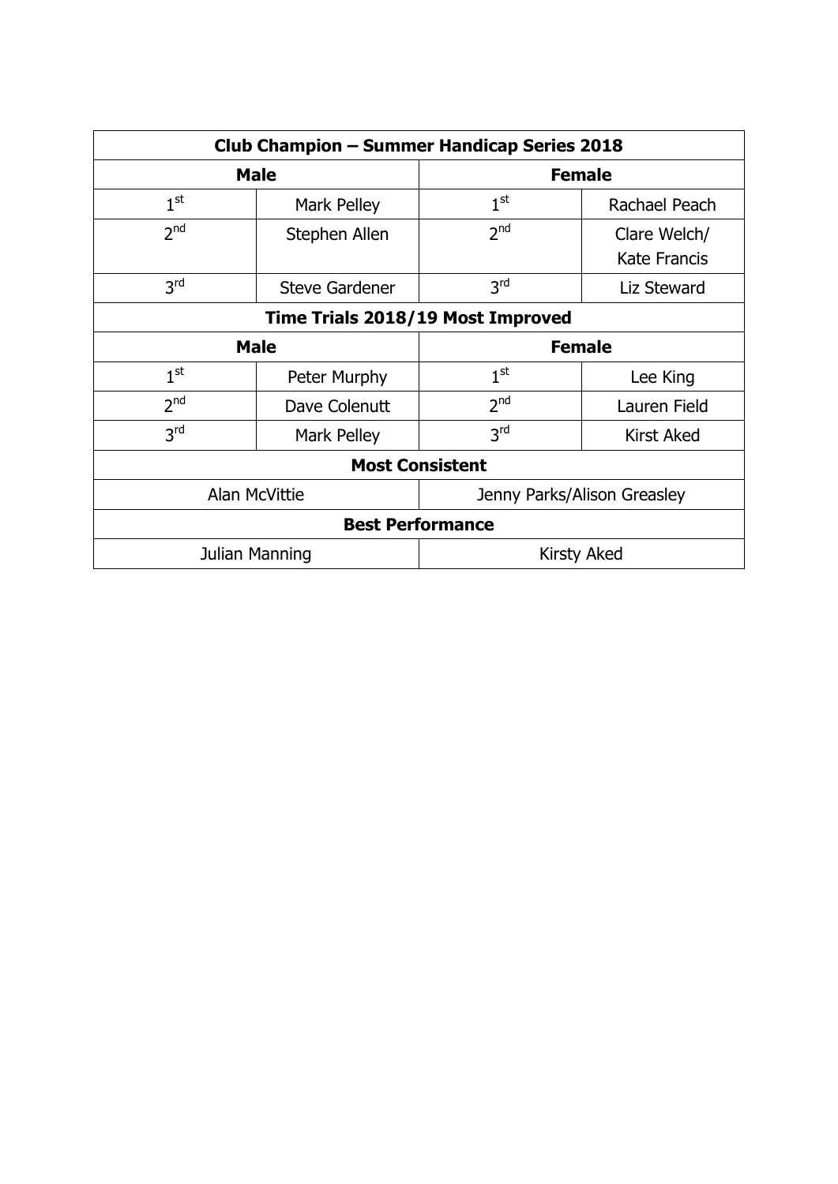| Club Champion – Summer Handicap Series 2018 | | | |
|---|---|---|---|
| **Male** | | **Female** | |
| 1st | Mark Pelley | 1st | Rachael Peach |
| 2nd | Stephen Allen | 2nd | Clare Welch/ Kate Francis |
| 3rd | Steve Gardener | 3rd | Liz Steward |
| **Time Trials 2018/19 Most Improved** | | | |
| **Male** | | **Female** | |
| 1st | Peter Murphy | 1st | Lee King |
| 2nd | Dave Colenutt | 2nd | Lauren Field |
| 3rd | Mark Pelley | 3rd | Kirst Aked |
| **Most Consistent** | | | |
| Alan McVittie | | Jenny Parks/Alison Greasley | |
| **Best Performance** | | | |
| Julian Manning | | Kirsty Aked | |